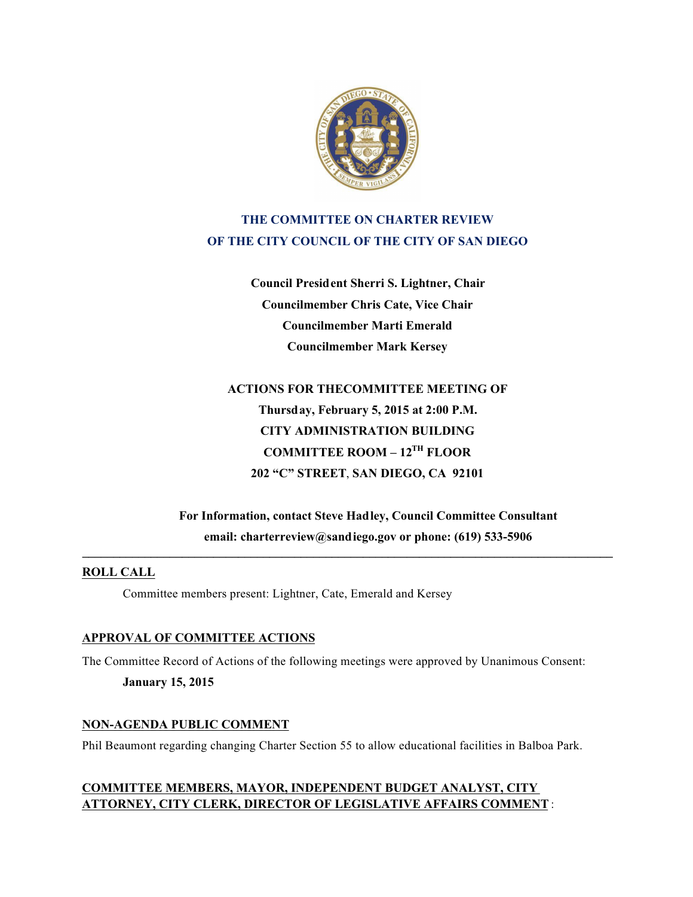# THE COMMITTEE ON CHARTER REVIEW OF THE CITY COUNCIL OF THE CITY OF SAN DIEGO

**Council President Sherri S. Lightner, Chair**
**Councilmember Chris Cate, Vice Chair**
**Councilmember Marti Emerald**
**Councilmember Mark Kersey**

**ACTIONS FOR THECOMMITTEE MEETING OF**
**Thursday, February 5, 2015 at 2:00 P.M.**
**CITY ADMINISTRATION BUILDING**
**COMMITTEE ROOM – 12TH FLOOR**
**202 "C" STREET, SAN DIEGO, CA 92101**

**For Information, contact Steve Hadley, Council Committee Consultant**
**email: charterreview@sandiego.gov or phone: (619) 533-5906**

---

**ROLL CALL**

Committee members present: Lightner, Cate, Emerald and Kersey

**APPROVAL OF COMMITTEE ACTIONS**

The Committee Record of Actions of the following meetings were approved by Unanimous Consent:

**January 15, 2015**

**NON-AGENDA PUBLIC COMMENT**

Phil Beaumont regarding changing Charter Section 55 to allow educational facilities in Balboa Park.

**COMMITTEE MEMBERS, MAYOR, INDEPENDENT BUDGET ANALYST, CITY ATTORNEY, CITY CLERK, DIRECTOR OF LEGISLATIVE AFFAIRS COMMENT**: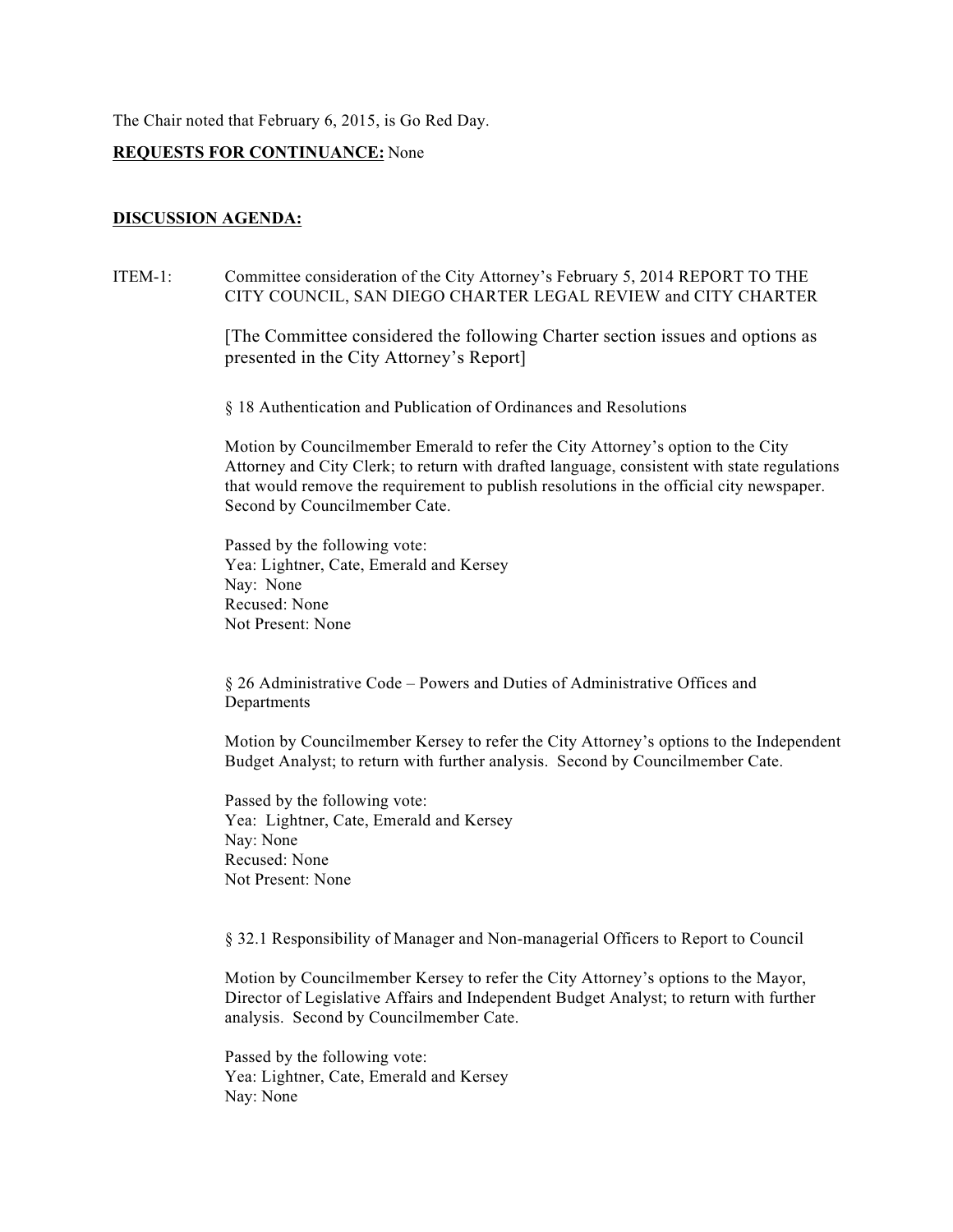The Chair noted that February 6, 2015, is Go Red Day.

**REQUESTS FOR CONTINUANCE:** None

**DISCUSSION AGENDA:**

ITEM-1: Committee consideration of the City Attorney's February 5, 2014 REPORT TO THE CITY COUNCIL, SAN DIEGO CHARTER LEGAL REVIEW and CITY CHARTER

[The Committee considered the following Charter section issues and options as presented in the City Attorney's Report]

§ 18 Authentication and Publication of Ordinances and Resolutions

Motion by Councilmember Emerald to refer the City Attorney's option to the City Attorney and City Clerk; to return with drafted language, consistent with state regulations that would remove the requirement to publish resolutions in the official city newspaper. Second by Councilmember Cate.

Passed by the following vote:
Yea: Lightner, Cate, Emerald and Kersey
Nay: None
Recused: None
Not Present: None

§ 26 Administrative Code – Powers and Duties of Administrative Offices and Departments

Motion by Councilmember Kersey to refer the City Attorney's options to the Independent Budget Analyst; to return with further analysis. Second by Councilmember Cate.

Passed by the following vote:
Yea: Lightner, Cate, Emerald and Kersey
Nay: None
Recused: None
Not Present: None

§ 32.1 Responsibility of Manager and Non-managerial Officers to Report to Council

Motion by Councilmember Kersey to refer the City Attorney's options to the Mayor, Director of Legislative Affairs and Independent Budget Analyst; to return with further analysis. Second by Councilmember Cate.

Passed by the following vote:
Yea: Lightner, Cate, Emerald and Kersey
Nay: None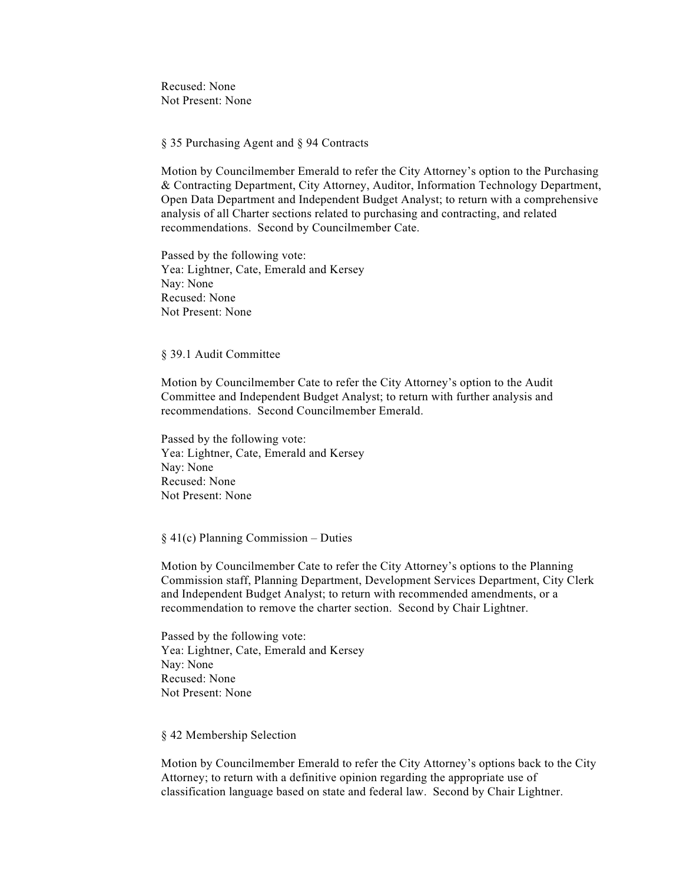Recused: None
Not Present: None

§ 35 Purchasing Agent and § 94 Contracts

Motion by Councilmember Emerald to refer the City Attorney's option to the Purchasing & Contracting Department, City Attorney, Auditor, Information Technology Department, Open Data Department and Independent Budget Analyst; to return with a comprehensive analysis of all Charter sections related to purchasing and contracting, and related recommendations. Second by Councilmember Cate.

Passed by the following vote:
Yea: Lightner, Cate, Emerald and Kersey
Nay: None
Recused: None
Not Present: None

§ 39.1 Audit Committee

Motion by Councilmember Cate to refer the City Attorney's option to the Audit Committee and Independent Budget Analyst; to return with further analysis and recommendations. Second Councilmember Emerald.

Passed by the following vote:
Yea: Lightner, Cate, Emerald and Kersey
Nay: None
Recused: None
Not Present: None

§ 41(c) Planning Commission – Duties

Motion by Councilmember Cate to refer the City Attorney's options to the Planning Commission staff, Planning Department, Development Services Department, City Clerk and Independent Budget Analyst; to return with recommended amendments, or a recommendation to remove the charter section. Second by Chair Lightner.

Passed by the following vote:
Yea: Lightner, Cate, Emerald and Kersey
Nay: None
Recused: None
Not Present: None

§ 42 Membership Selection

Motion by Councilmember Emerald to refer the City Attorney's options back to the City Attorney; to return with a definitive opinion regarding the appropriate use of classification language based on state and federal law. Second by Chair Lightner.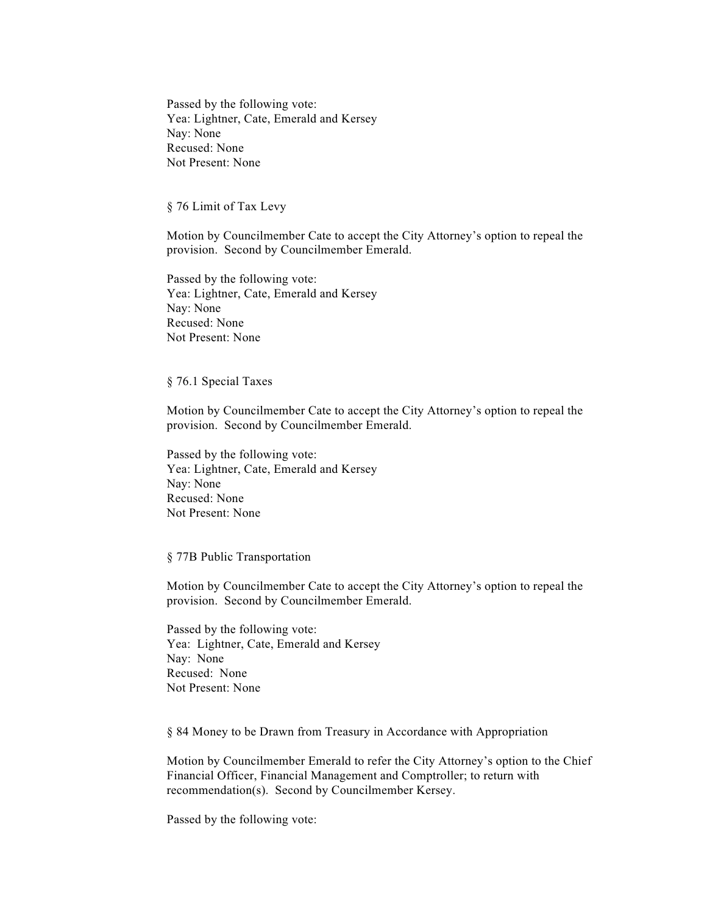Passed by the following vote:
Yea: Lightner, Cate, Emerald and Kersey
Nay: None
Recused: None
Not Present: None

§ 76 Limit of Tax Levy

Motion by Councilmember Cate to accept the City Attorney's option to repeal the provision. Second by Councilmember Emerald.

Passed by the following vote:
Yea: Lightner, Cate, Emerald and Kersey
Nay: None
Recused: None
Not Present: None

§ 76.1 Special Taxes

Motion by Councilmember Cate to accept the City Attorney's option to repeal the provision. Second by Councilmember Emerald.

Passed by the following vote:
Yea: Lightner, Cate, Emerald and Kersey
Nay: None
Recused: None
Not Present: None

§ 77B Public Transportation

Motion by Councilmember Cate to accept the City Attorney's option to repeal the provision. Second by Councilmember Emerald.

Passed by the following vote:
Yea: Lightner, Cate, Emerald and Kersey
Nay: None
Recused: None
Not Present: None

§ 84 Money to be Drawn from Treasury in Accordance with Appropriation

Motion by Councilmember Emerald to refer the City Attorney's option to the Chief Financial Officer, Financial Management and Comptroller; to return with recommendation(s). Second by Councilmember Kersey.

Passed by the following vote: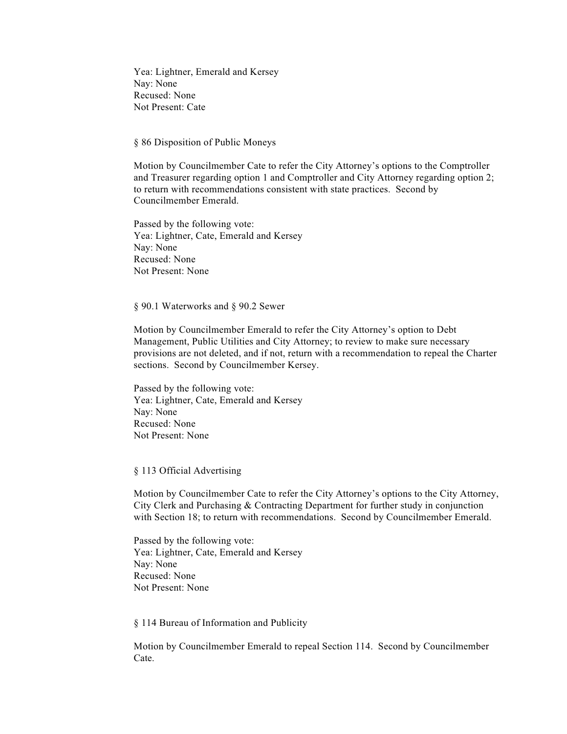Yea: Lightner, Emerald and Kersey
Nay: None
Recused: None
Not Present: Cate

§ 86 Disposition of Public Moneys

Motion by Councilmember Cate to refer the City Attorney's options to the Comptroller and Treasurer regarding option 1 and Comptroller and City Attorney regarding option 2; to return with recommendations consistent with state practices. Second by Councilmember Emerald.

Passed by the following vote:
Yea: Lightner, Cate, Emerald and Kersey
Nay: None
Recused: None
Not Present: None

§ 90.1 Waterworks and § 90.2 Sewer

Motion by Councilmember Emerald to refer the City Attorney's option to Debt Management, Public Utilities and City Attorney; to review to make sure necessary provisions are not deleted, and if not, return with a recommendation to repeal the Charter sections. Second by Councilmember Kersey.

Passed by the following vote:
Yea: Lightner, Cate, Emerald and Kersey
Nay: None
Recused: None
Not Present: None

§ 113 Official Advertising

Motion by Councilmember Cate to refer the City Attorney's options to the City Attorney, City Clerk and Purchasing & Contracting Department for further study in conjunction with Section 18; to return with recommendations. Second by Councilmember Emerald.

Passed by the following vote:
Yea: Lightner, Cate, Emerald and Kersey
Nay: None
Recused: None
Not Present: None

§ 114 Bureau of Information and Publicity

Motion by Councilmember Emerald to repeal Section 114. Second by Councilmember Cate.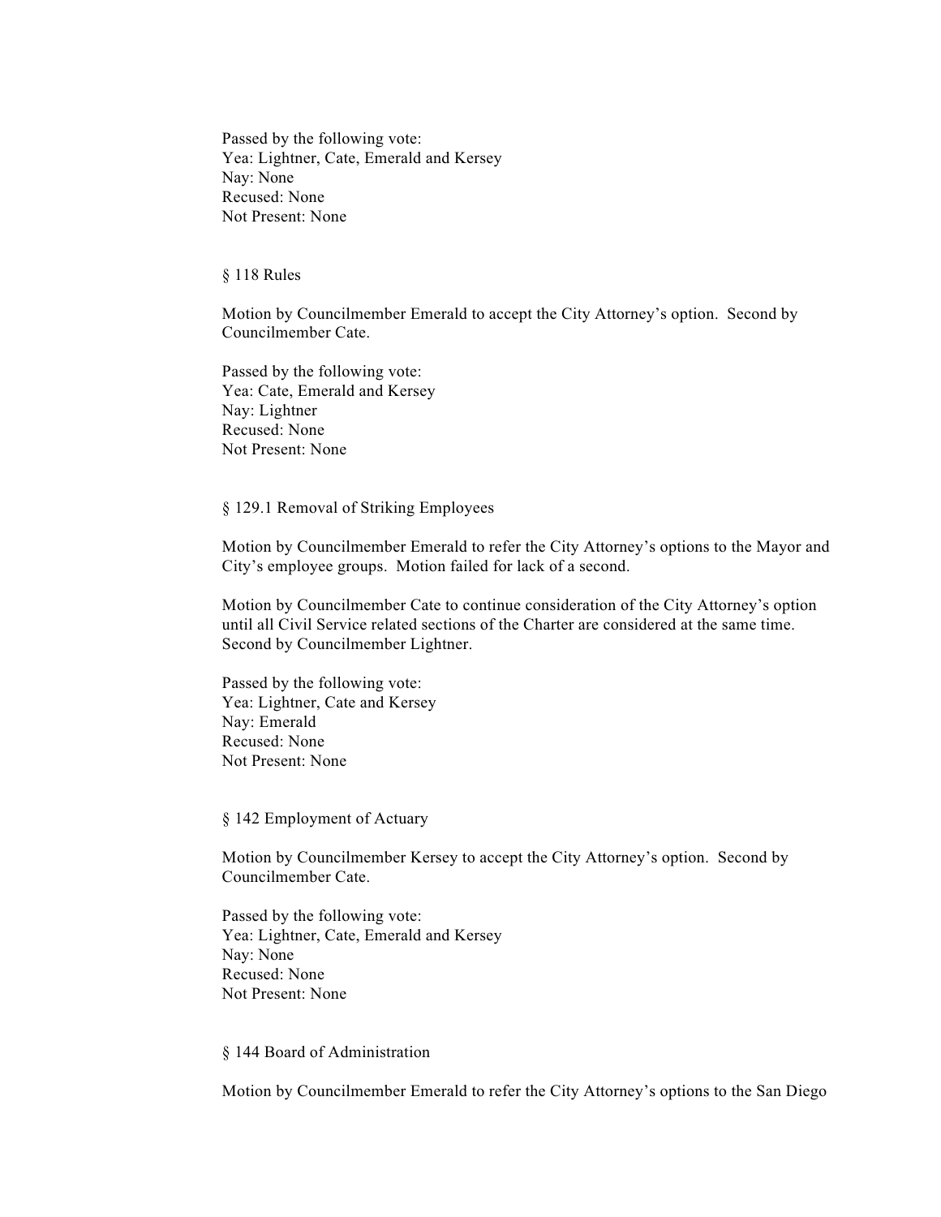Passed by the following vote:
Yea: Lightner, Cate, Emerald and Kersey
Nay: None
Recused: None
Not Present: None

§ 118 Rules

Motion by Councilmember Emerald to accept the City Attorney's option. Second by Councilmember Cate.

Passed by the following vote:
Yea: Cate, Emerald and Kersey
Nay: Lightner
Recused: None
Not Present: None

§ 129.1 Removal of Striking Employees

Motion by Councilmember Emerald to refer the City Attorney's options to the Mayor and City's employee groups. Motion failed for lack of a second.

Motion by Councilmember Cate to continue consideration of the City Attorney's option until all Civil Service related sections of the Charter are considered at the same time. Second by Councilmember Lightner.

Passed by the following vote:
Yea: Lightner, Cate and Kersey
Nay: Emerald
Recused: None
Not Present: None

§ 142 Employment of Actuary

Motion by Councilmember Kersey to accept the City Attorney's option. Second by Councilmember Cate.

Passed by the following vote:
Yea: Lightner, Cate, Emerald and Kersey
Nay: None
Recused: None
Not Present: None

§ 144 Board of Administration

Motion by Councilmember Emerald to refer the City Attorney's options to the San Diego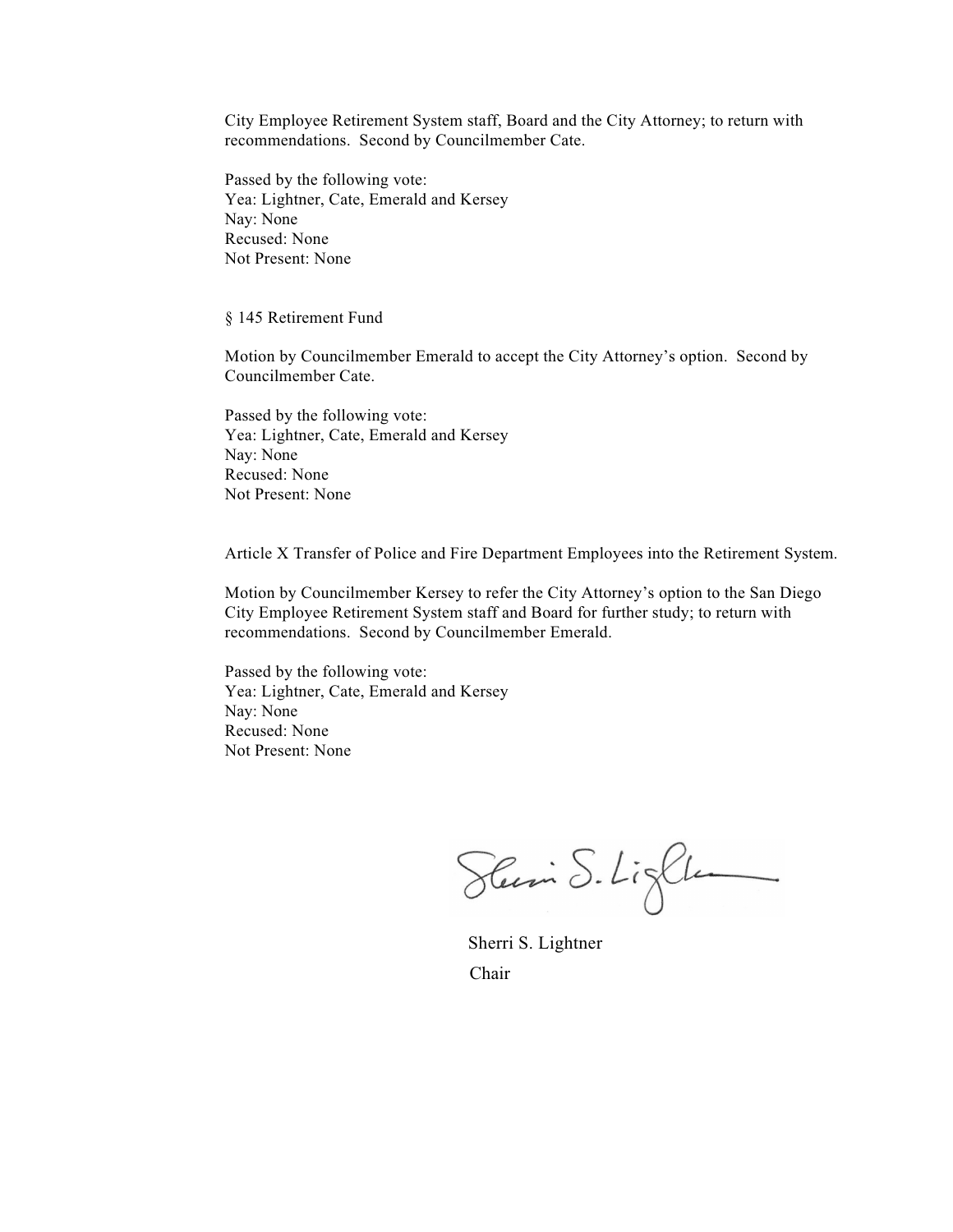City Employee Retirement System staff, Board and the City Attorney; to return with recommendations. Second by Councilmember Cate.

Passed by the following vote:
Yea: Lightner, Cate, Emerald and Kersey
Nay: None
Recused: None
Not Present: None

§ 145 Retirement Fund

Motion by Councilmember Emerald to accept the City Attorney's option. Second by Councilmember Cate.

Passed by the following vote:
Yea: Lightner, Cate, Emerald and Kersey
Nay: None
Recused: None
Not Present: None

Article X Transfer of Police and Fire Department Employees into the Retirement System.

Motion by Councilmember Kersey to refer the City Attorney's option to the San Diego City Employee Retirement System staff and Board for further study; to return with recommendations. Second by Councilmember Emerald.

Passed by the following vote:
Yea: Lightner, Cate, Emerald and Kersey
Nay: None
Recused: None
Not Present: None

Sherri S. Lightner
Chair